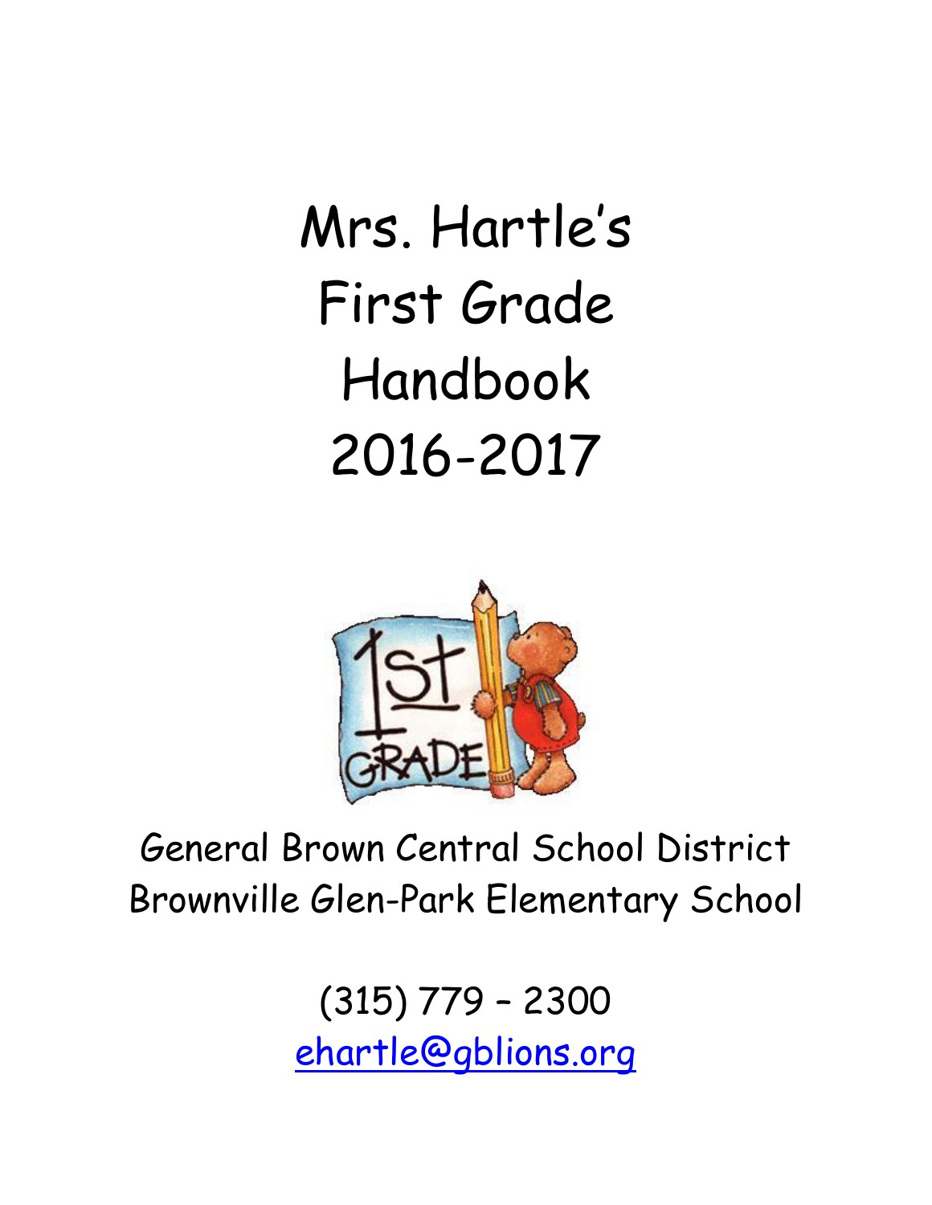# Mrs. Hartle's First Grade Handbook 2016-2017

General Brown Central School District
Brownville Glen-Park Elementary School

(315) 779 – 2300
ehartle@gblions.org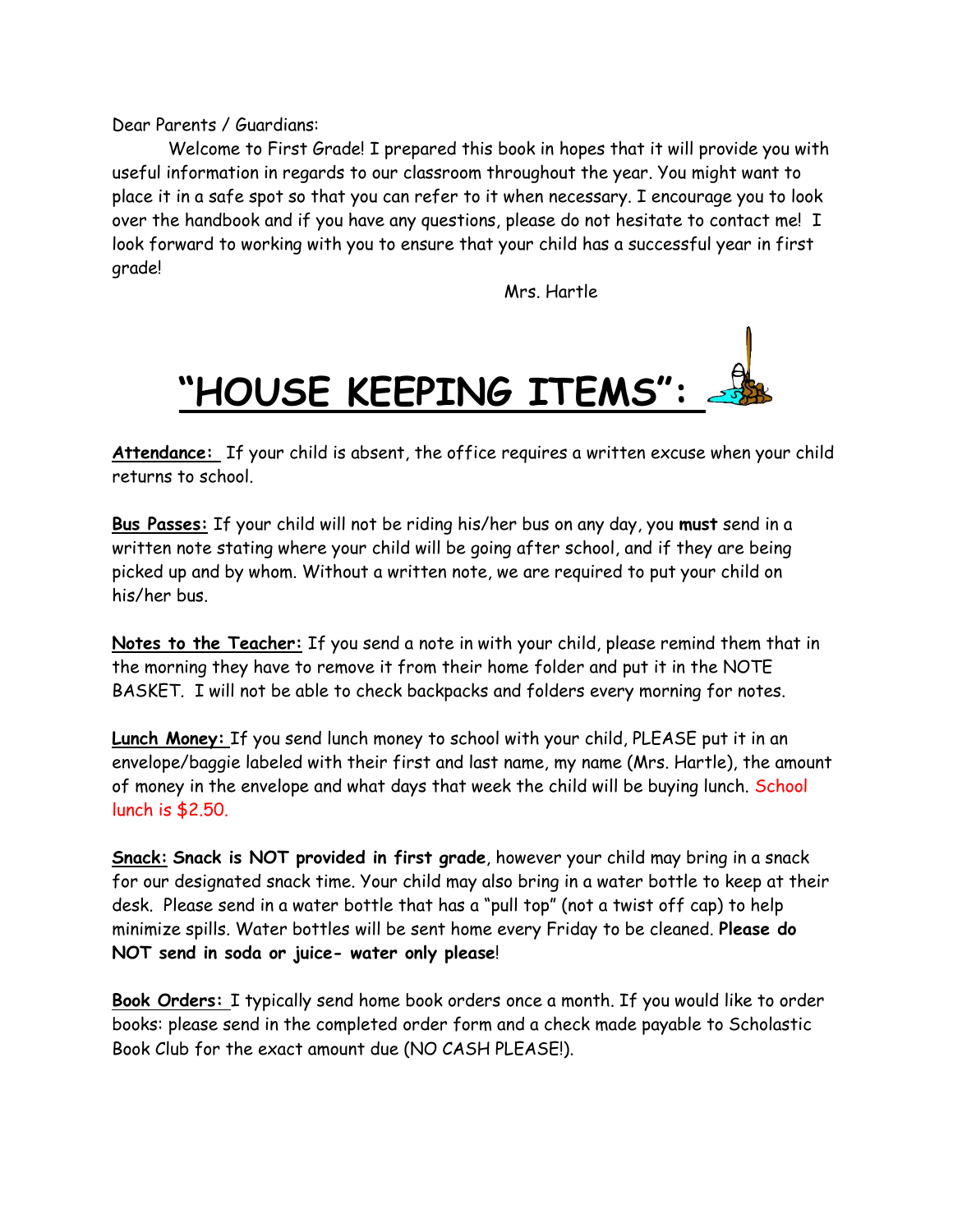Dear Parents / Guardians:

Welcome to First Grade! I prepared this book in hopes that it will provide you with useful information in regards to our classroom throughout the year. You might want to place it in a safe spot so that you can refer to it when necessary. I encourage you to look over the handbook and if you have any questions, please do not hesitate to contact me! I look forward to working with you to ensure that your child has a successful year in first grade!

Mrs. Hartle

# "HOUSE KEEPING ITEMS":

**Attendance:** If your child is absent, the office requires a written excuse when your child returns to school.

**Bus Passes:** If your child will not be riding his/her bus on any day, you **must** send in a written note stating where your child will be going after school, and if they are being picked up and by whom. Without a written note, we are required to put your child on his/her bus.

**Notes to the Teacher:** If you send a note in with your child, please remind them that in the morning they have to remove it from their home folder and put it in the NOTE BASKET. I will not be able to check backpacks and folders every morning for notes.

**Lunch Money:** If you send lunch money to school with your child, PLEASE put it in an envelope/baggie labeled with their first and last name, my name (Mrs. Hartle), the amount of money in the envelope and what days that week the child will be buying lunch. School lunch is $2.50.

**Snack:** **Snack is NOT provided in first grade**, however your child may bring in a snack for our designated snack time. Your child may also bring in a water bottle to keep at their desk. Please send in a water bottle that has a "pull top" (not a twist off cap) to help minimize spills. Water bottles will be sent home every Friday to be cleaned. **Please do NOT send in soda or juice- water only please**!

**Book Orders:** I typically send home book orders once a month. If you would like to order books: please send in the completed order form and a check made payable to Scholastic Book Club for the exact amount due (NO CASH PLEASE!).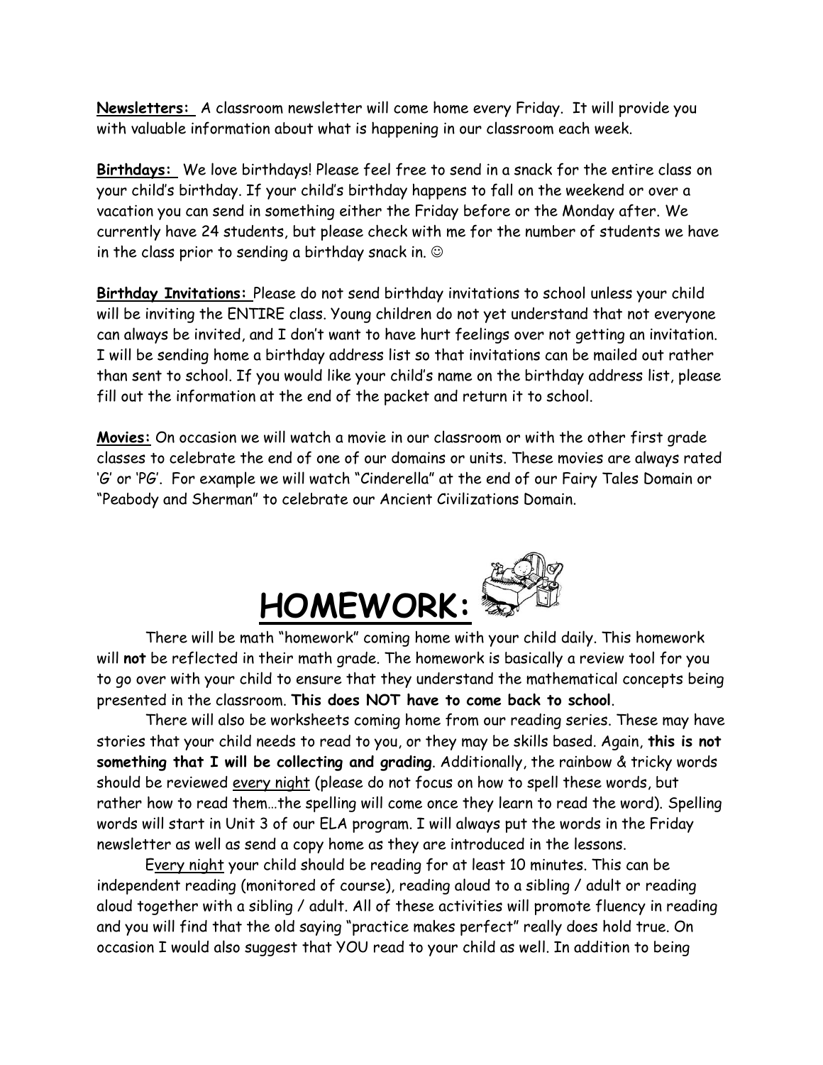**Newsletters:** A classroom newsletter will come home every Friday. It will provide you with valuable information about what is happening in our classroom each week.

**Birthdays:** We love birthdays! Please feel free to send in a snack for the entire class on your child's birthday. If your child's birthday happens to fall on the weekend or over a vacation you can send in something either the Friday before or the Monday after. We currently have 24 students, but please check with me for the number of students we have in the class prior to sending a birthday snack in. ☺

**Birthday Invitations:** Please do not send birthday invitations to school unless your child will be inviting the ENTIRE class. Young children do not yet understand that not everyone can always be invited, and I don't want to have hurt feelings over not getting an invitation. I will be sending home a birthday address list so that invitations can be mailed out rather than sent to school. If you would like your child's name on the birthday address list, please fill out the information at the end of the packet and return it to school.

**Movies:** On occasion we will watch a movie in our classroom or with the other first grade classes to celebrate the end of one of our domains or units. These movies are always rated 'G' or 'PG'. For example we will watch "Cinderella" at the end of our Fairy Tales Domain or "Peabody and Sherman" to celebrate our Ancient Civilizations Domain.

# HOMEWORK:

There will be math "homework" coming home with your child daily. This homework will **not** be reflected in their math grade. The homework is basically a review tool for you to go over with your child to ensure that they understand the mathematical concepts being presented in the classroom. **This does NOT have to come back to school**.

There will also be worksheets coming home from our reading series. These may have stories that your child needs to read to you, or they may be skills based. Again, **this is not something that I will be collecting and grading**. Additionally, the rainbow & tricky words should be reviewed every night (please do not focus on how to spell these words, but rather how to read them…the spelling will come once they learn to read the word). Spelling words will start in Unit 3 of our ELA program. I will always put the words in the Friday newsletter as well as send a copy home as they are introduced in the lessons.

Every night your child should be reading for at least 10 minutes. This can be independent reading (monitored of course), reading aloud to a sibling / adult or reading aloud together with a sibling / adult. All of these activities will promote fluency in reading and you will find that the old saying "practice makes perfect" really does hold true. On occasion I would also suggest that YOU read to your child as well. In addition to being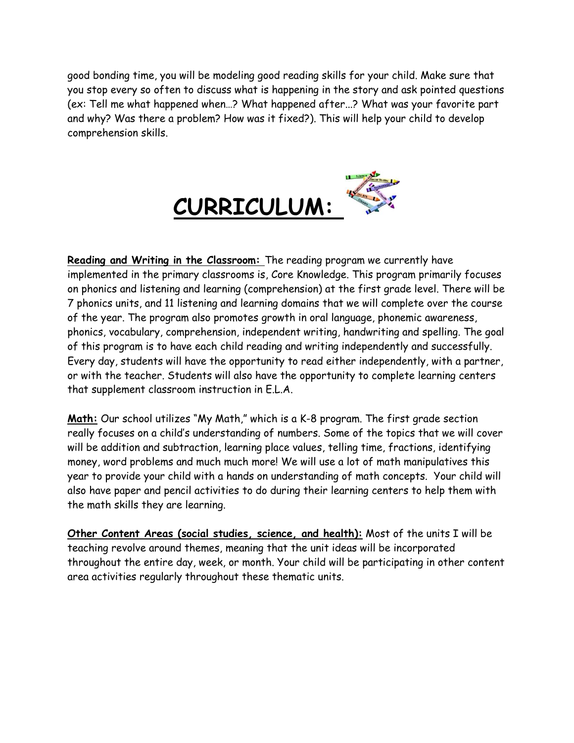good bonding time, you will be modeling good reading skills for your child. Make sure that you stop every so often to discuss what is happening in the story and ask pointed questions (ex: Tell me what happened when…? What happened after...? What was your favorite part and why? Was there a problem? How was it fixed?). This will help your child to develop comprehension skills.

# CURRICULUM:

**Reading and Writing in the Classroom:** The reading program we currently have implemented in the primary classrooms is, Core Knowledge. This program primarily focuses on phonics and listening and learning (comprehension) at the first grade level. There will be 7 phonics units, and 11 listening and learning domains that we will complete over the course of the year. The program also promotes growth in oral language, phonemic awareness, phonics, vocabulary, comprehension, independent writing, handwriting and spelling. The goal of this program is to have each child reading and writing independently and successfully. Every day, students will have the opportunity to read either independently, with a partner, or with the teacher. Students will also have the opportunity to complete learning centers that supplement classroom instruction in E.L.A.

**Math:** Our school utilizes "My Math," which is a K-8 program. The first grade section really focuses on a child's understanding of numbers. Some of the topics that we will cover will be addition and subtraction, learning place values, telling time, fractions, identifying money, word problems and much much more! We will use a lot of math manipulatives this year to provide your child with a hands on understanding of math concepts. Your child will also have paper and pencil activities to do during their learning centers to help them with the math skills they are learning.

**Other Content Areas (social studies, science, and health):** Most of the units I will be teaching revolve around themes, meaning that the unit ideas will be incorporated throughout the entire day, week, or month. Your child will be participating in other content area activities regularly throughout these thematic units.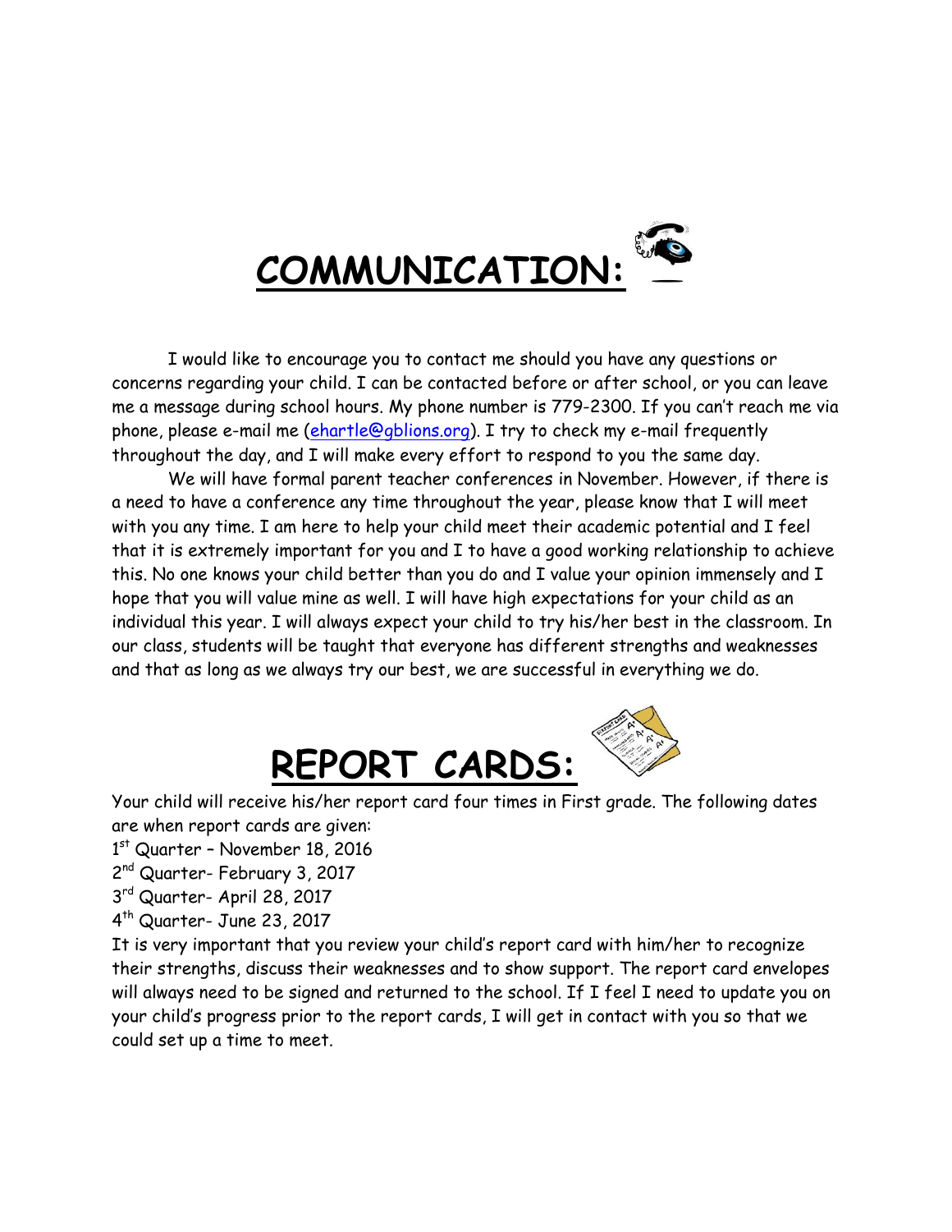# COMMUNICATION:

I would like to encourage you to contact me should you have any questions or concerns regarding your child. I can be contacted before or after school, or you can leave me a message during school hours. My phone number is 779-2300. If you can't reach me via phone, please e-mail me (ehartle@gblions.org). I try to check my e-mail frequently throughout the day, and I will make every effort to respond to you the same day.

We will have formal parent teacher conferences in November. However, if there is a need to have a conference any time throughout the year, please know that I will meet with you any time. I am here to help your child meet their academic potential and I feel that it is extremely important for you and I to have a good working relationship to achieve this. No one knows your child better than you do and I value your opinion immensely and I hope that you will value mine as well. I will have high expectations for your child as an individual this year. I will always expect your child to try his/her best in the classroom. In our class, students will be taught that everyone has different strengths and weaknesses and that as long as we always try our best, we are successful in everything we do.

# REPORT CARDS:

Your child will receive his/her report card four times in First grade. The following dates are when report cards are given:

1st Quarter – November 18, 2016
2nd Quarter- February 3, 2017
3rd Quarter- April 28, 2017
4th Quarter- June 23, 2017

It is very important that you review your child's report card with him/her to recognize their strengths, discuss their weaknesses and to show support. The report card envelopes will always need to be signed and returned to the school. If I feel I need to update you on your child's progress prior to the report cards, I will get in contact with you so that we could set up a time to meet.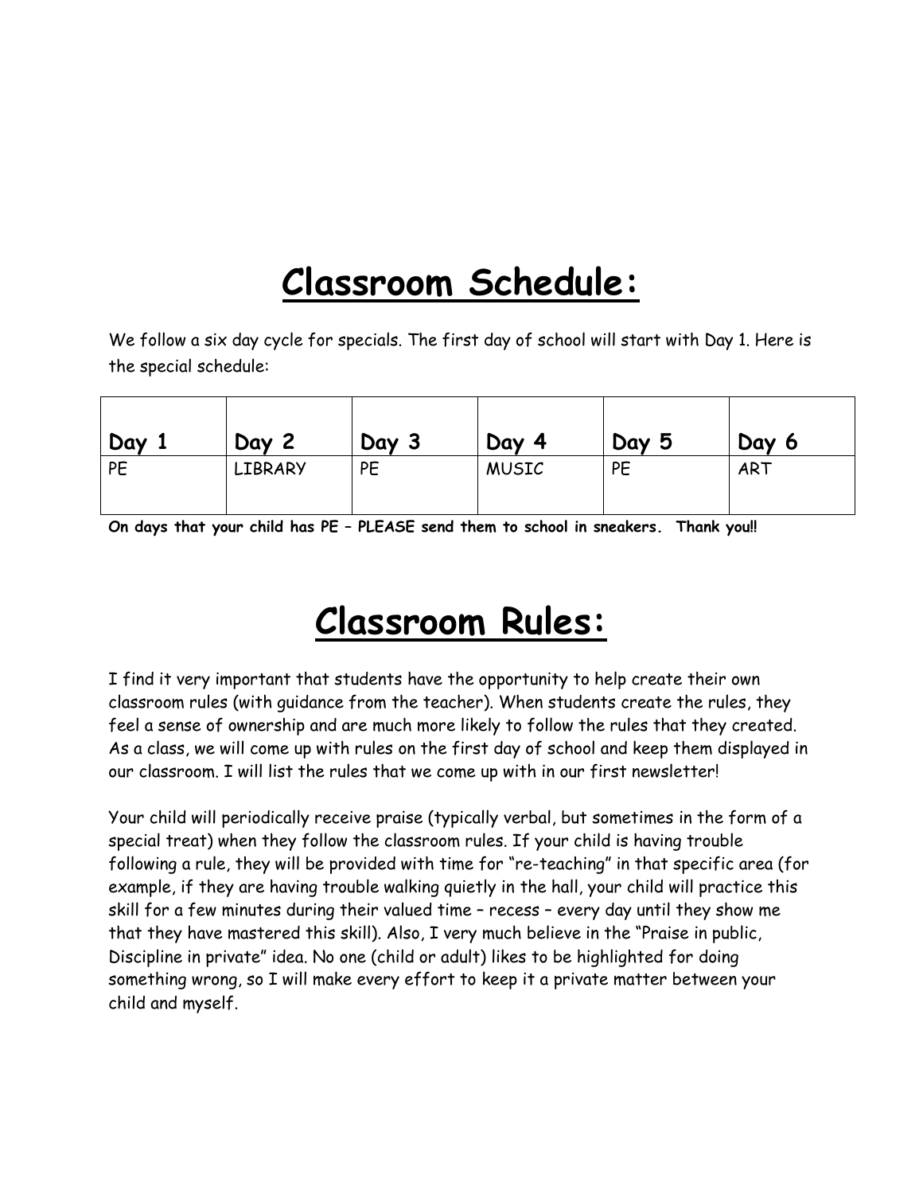# Classroom Schedule:

We follow a six day cycle for specials. The first day of school will start with Day 1. Here is the special schedule:

| Day 1 | Day 2 | Day 3 | Day 4 | Day 5 | Day 6 |
|---|---|---|---|---|---|
| PE | LIBRARY | PE | MUSIC | PE | ART |

**On days that your child has PE – PLEASE send them to school in sneakers. Thank you!!**

# Classroom Rules:

I find it very important that students have the opportunity to help create their own classroom rules (with guidance from the teacher). When students create the rules, they feel a sense of ownership and are much more likely to follow the rules that they created. As a class, we will come up with rules on the first day of school and keep them displayed in our classroom. I will list the rules that we come up with in our first newsletter!

Your child will periodically receive praise (typically verbal, but sometimes in the form of a special treat) when they follow the classroom rules. If your child is having trouble following a rule, they will be provided with time for "re-teaching" in that specific area (for example, if they are having trouble walking quietly in the hall, your child will practice this skill for a few minutes during their valued time – recess – every day until they show me that they have mastered this skill). Also, I very much believe in the "Praise in public, Discipline in private" idea. No one (child or adult) likes to be highlighted for doing something wrong, so I will make every effort to keep it a private matter between your child and myself.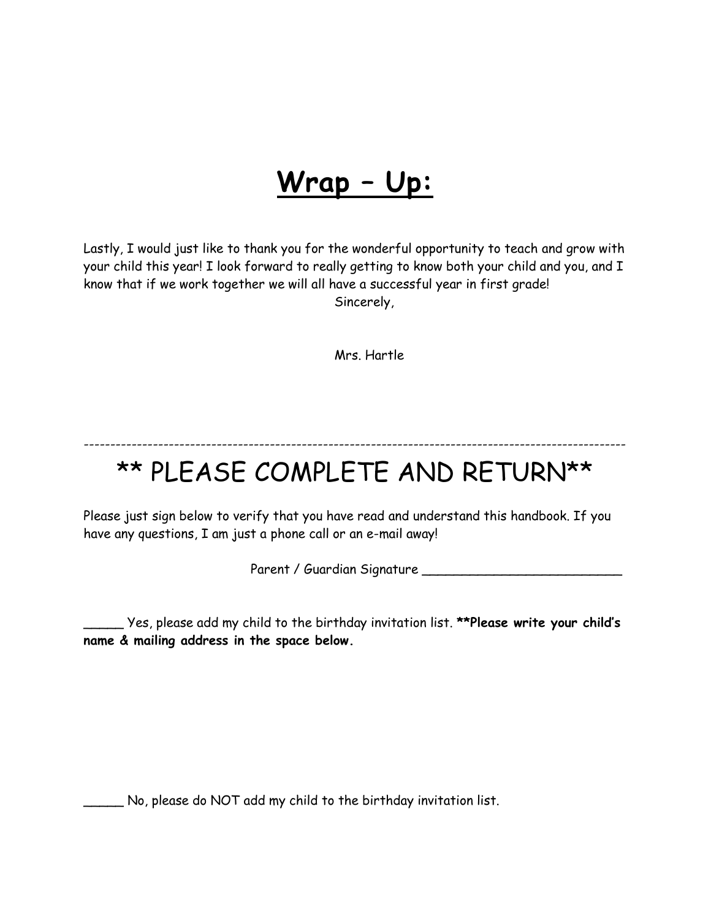# **Wrap – Up:**

Lastly, I would just like to thank you for the wonderful opportunity to teach and grow with your child this year! I look forward to really getting to know both your child and you, and I know that if we work together we will all have a successful year in first grade!

Sincerely,

Mrs. Hartle

---

# ** PLEASE COMPLETE AND RETURN**

Please just sign below to verify that you have read and understand this handbook. If you have any questions, I am just a phone call or an e-mail away!

Parent / Guardian Signature ___________________________

_____ Yes, please add my child to the birthday invitation list. **Please write your child's name & mailing address in the space below.**

_____ No, please do NOT add my child to the birthday invitation list.